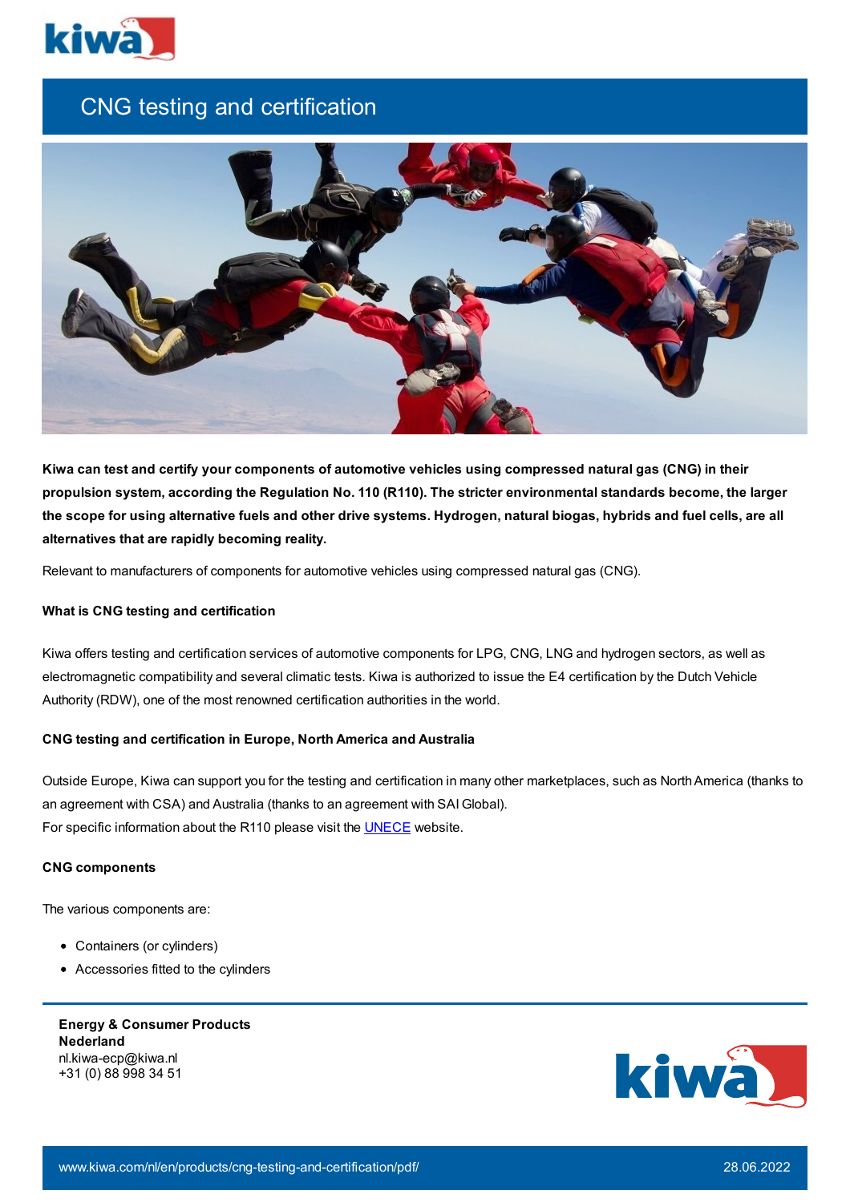# CNG testing and certification

**Kiwa can test and certify your components of automotive vehicles using compressed natural gas (CNG) in their propulsion system, according the Regulation No. 110 (R110). The stricter environmental standards become, the larger the scope for using alternative fuels and other drive systems. Hydrogen, natural biogas, hybrids and fuel cells, are all alternatives that are rapidly becoming reality.**

Relevant to manufacturers of components for automotive vehicles using compressed natural gas (CNG).

### What is CNG testing and certification

Kiwa offers testing and certification services of automotive components for LPG, CNG, LNG and hydrogen sectors, as well as electromagnetic compatibility and several climatic tests. Kiwa is authorized to issue the E4 certification by the Dutch Vehicle Authority (RDW), one of the most renowned certification authorities in the world.

### CNG testing and certification in Europe, North America and Australia

Outside Europe, Kiwa can support you for the testing and certification in many other marketplaces, such as North America (thanks to an agreement with CSA) and Australia (thanks to an agreement with SAI Global).
For specific information about the R110 please visit the UNECE website.

### CNG components

The various components are:

- Containers (or cylinders)
- Accessories fitted to the cylinders

**Energy & Consumer Products**
**Nederland**
nl.kiwa-ecp@kiwa.nl
+31 (0) 88 998 34 51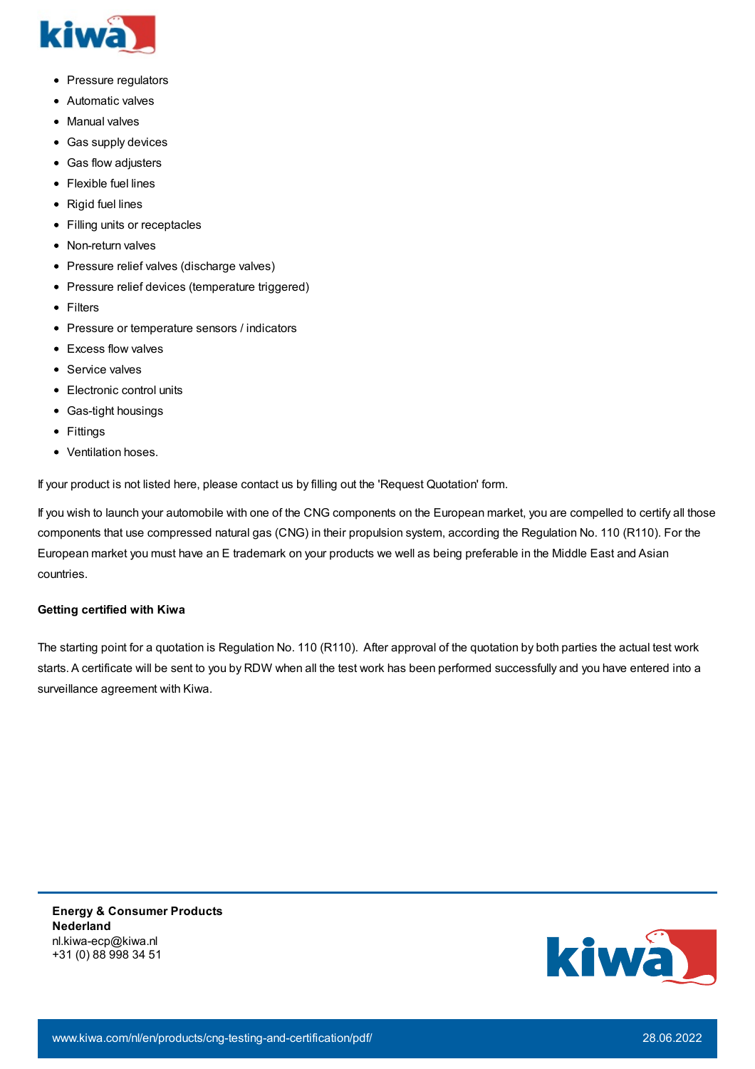- Pressure regulators
- Automatic valves
- Manual valves
- Gas supply devices
- Gas flow adjusters
- Flexible fuel lines
- Rigid fuel lines
- Filling units or receptacles
- Non-return valves
- Pressure relief valves (discharge valves)
- Pressure relief devices (temperature triggered)
- Filters
- Pressure or temperature sensors / indicators
- Excess flow valves
- Service valves
- Electronic control units
- Gas-tight housings
- Fittings
- Ventilation hoses.

If your product is not listed here, please contact us by filling out the 'Request Quotation' form.

If you wish to launch your automobile with one of the CNG components on the European market, you are compelled to certify all those components that use compressed natural gas (CNG) in their propulsion system, according the Regulation No. 110 (R110). For the European market you must have an E trademark on your products we well as being preferable in the Middle East and Asian countries.

**Getting certified with Kiwa**

The starting point for a quotation is Regulation No. 110 (R110). After approval of the quotation by both parties the actual test work starts. A certificate will be sent to you by RDW when all the test work has been performed successfully and you have entered into a surveillance agreement with Kiwa.

**Energy & Consumer Products**
**Nederland**
nl.kiwa-ecp@kiwa.nl
+31 (0) 88 998 34 51